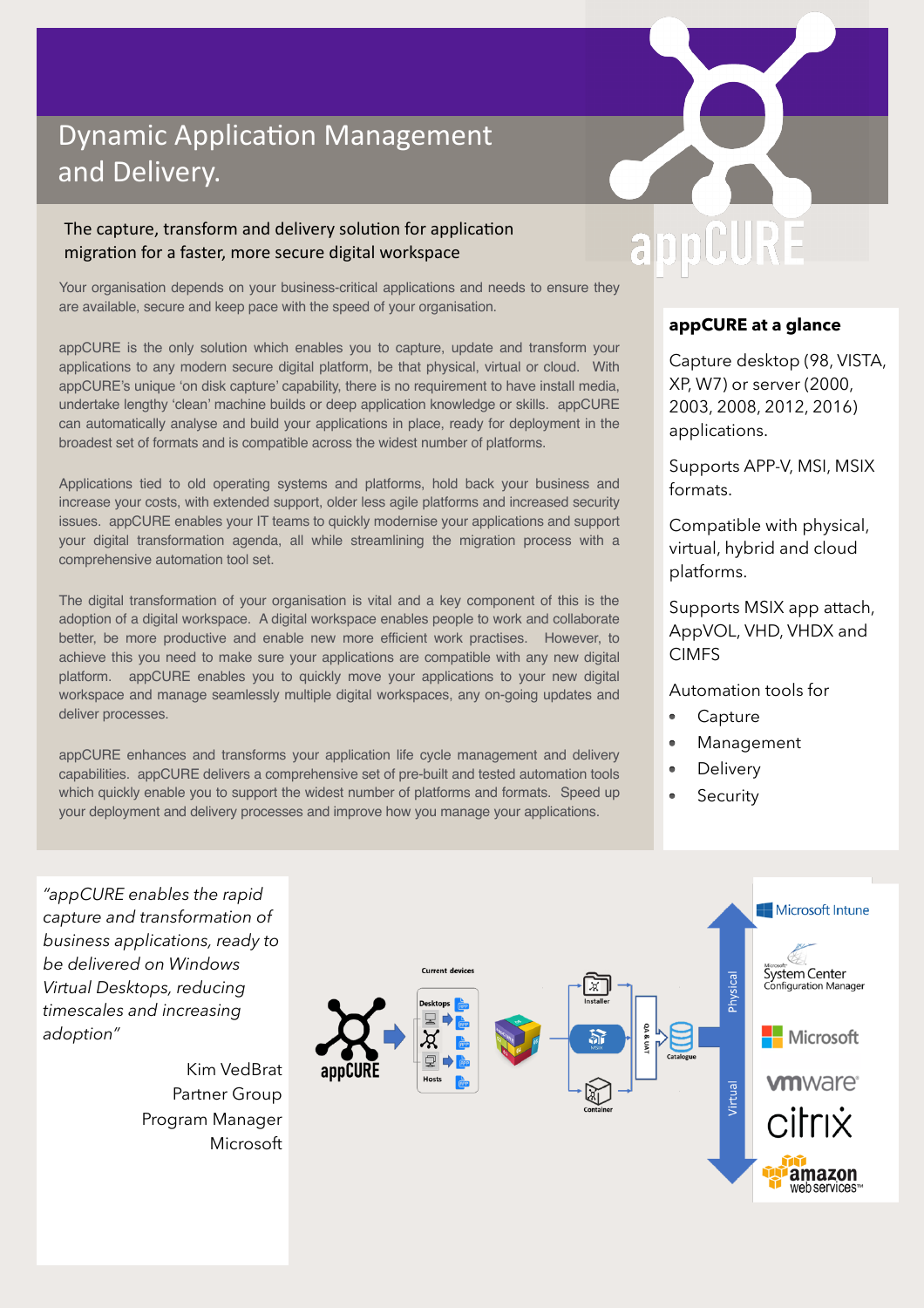# Dynamic Application Management and Delivery.

appCURE

The capture, transform and delivery solution for application migration for a faster, more secure digital workspace

Your organisation depends on your business-critical applications and needs to ensure they are available, secure and keep pace with the speed of your organisation.

appCURE is the only solution which enables you to capture, update and transform your applications to any modern secure digital platform, be that physical, virtual or cloud. With appCURE's unique 'on disk capture' capability, there is no requirement to have install media, undertake lengthy 'clean' machine builds or deep application knowledge or skills. appCURE can automatically analyse and build your applications in place, ready for deployment in the broadest set of formats and is compatible across the widest number of platforms.

Applications tied to old operating systems and platforms, hold back your business and increase your costs, with extended support, older less agile platforms and increased security issues. appCURE enables your IT teams to quickly modernise your applications and support your digital transformation agenda, all while streamlining the migration process with a comprehensive automation tool set.

The digital transformation of your organisation is vital and a key component of this is the adoption of a digital workspace. A digital workspace enables people to work and collaborate better, be more productive and enable new more efficient work practises. However, to achieve this you need to make sure your applications are compatible with any new digital platform. appCURE enables you to quickly move your applications to your new digital workspace and manage seamlessly multiple digital workspaces, any on-going updates and deliver processes.

appCURE enhances and transforms your application life cycle management and delivery capabilities. appCURE delivers a comprehensive set of pre-built and tested automation tools which quickly enable you to support the widest number of platforms and formats. Speed up your deployment and delivery processes and improve how you manage your applications.

**appCURE at a glance**

Capture desktop (98, VISTA, XP, W7) or server (2000, 2003, 2008, 2012, 2016) applications.

Supports APP-V, MSI, MSIX formats.

Compatible with physical, virtual, hybrid and cloud platforms.

Supports MSIX app attach, AppVOL, VHD, VHDX and CIMFS

Automation tools for

- Capture
- Management
- Delivery
- Security

*"appCURE enables the rapid capture and transformation of business applications, ready to be delivered on Windows Virtual Desktops, reducing timescales and increasing adoption"*

Kim VedBrat
Partner Group
Program Manager
Microsoft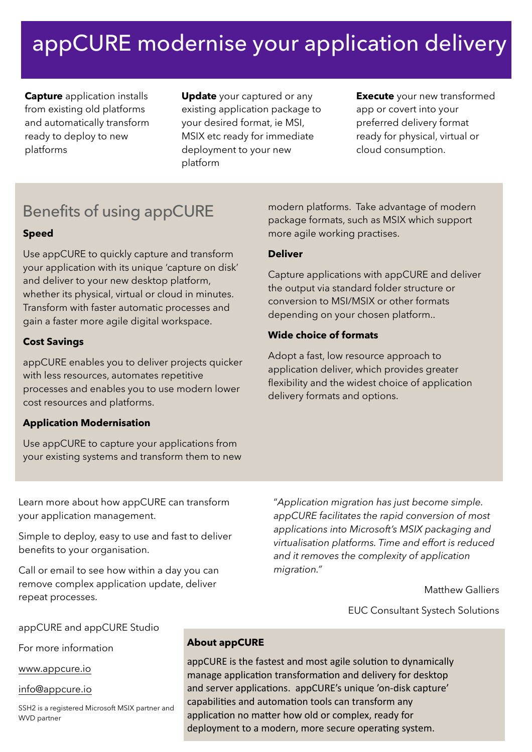# appCURE modernise your application delivery

**Capture** application installs from existing old platforms and automatically transform ready to deploy to new platforms

**Update** your captured or any existing application package to your desired format, ie MSI, MSIX etc ready for immediate deployment to your new platform

**Execute** your new transformed app or covert into your preferred delivery format ready for physical, virtual or cloud consumption.

## Benefits of using appCURE

**Speed**

Use appCURE to quickly capture and transform your application with its unique 'capture on disk' and deliver to your new desktop platform, whether its physical, virtual or cloud in minutes. Transform with faster automatic processes and gain a faster more agile digital workspace.

**Cost Savings**

appCURE enables you to deliver projects quicker with less resources, automates repetitive processes and enables you to use modern lower cost resources and platforms.

**Application Modernisation**

Use appCURE to capture your applications from your existing systems and transform them to new modern platforms. Take advantage of modern package formats, such as MSIX which support more agile working practises.

**Deliver**

Capture applications with appCURE and deliver the output via standard folder structure or conversion to MSI/MSIX or other formats depending on your chosen platform..

**Wide choice of formats**

Adopt a fast, low resource approach to application deliver, which provides greater flexibility and the widest choice of application delivery formats and options.

Learn more about how appCURE can transform your application management.

Simple to deploy, easy to use and fast to deliver benefits to your organisation.

Call or email to see how within a day you can remove complex application update, deliver repeat processes.

"*Application migration has just become simple. appCURE facilitates the rapid conversion of most applications into Microsoft's MSIX packaging and virtualisation platforms. Time and effort is reduced and it removes the complexity of application migration.*"

Matthew Galliers

EUC Consultant Systech Solutions

appCURE and appCURE Studio

For more information

www.appcure.io

info@appcure.io

SSH2 is a registered Microsoft MSIX partner and WVD partner

**About appCURE**

appCURE is the fastest and most agile solution to dynamically manage application transformation and delivery for desktop and server applications. appCURE's unique 'on-disk capture' capabilities and automation tools can transform any application no matter how old or complex, ready for deployment to a modern, more secure operating system.